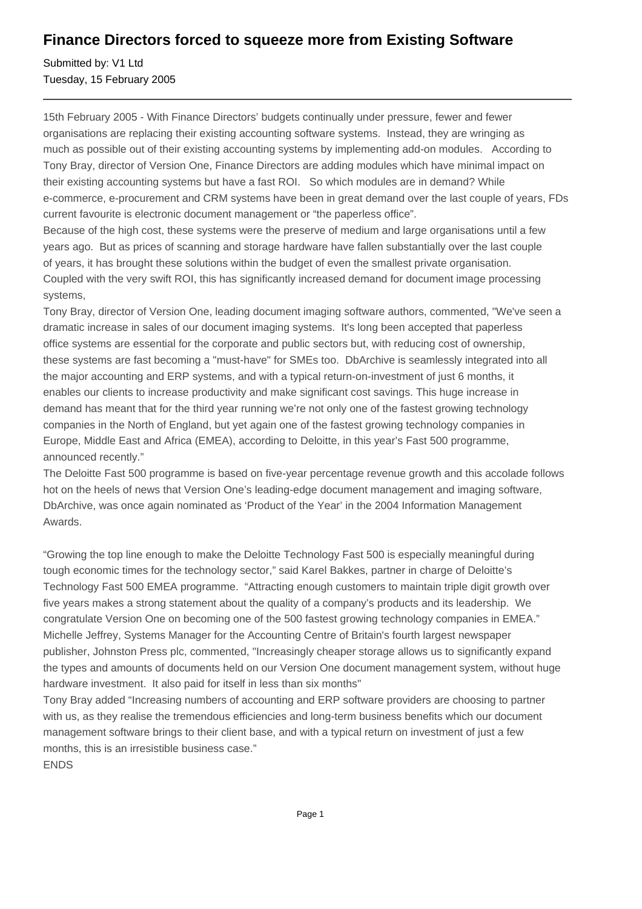# Finance Directors forced to squeeze more from Existing Software

Submitted by: V1 Ltd
Tuesday, 15 February 2005

---

15th February 2005 - With Finance Directors' budgets continually under pressure, fewer and fewer organisations are replacing their existing accounting software systems. Instead, they are wringing as much as possible out of their existing accounting systems by implementing add-on modules. According to Tony Bray, director of Version One, Finance Directors are adding modules which have minimal impact on their existing accounting systems but have a fast ROI. So which modules are in demand? While e-commerce, e-procurement and CRM systems have been in great demand over the last couple of years, FDs current favourite is electronic document management or "the paperless office".

Because of the high cost, these systems were the preserve of medium and large organisations until a few years ago. But as prices of scanning and storage hardware have fallen substantially over the last couple of years, it has brought these solutions within the budget of even the smallest private organisation. Coupled with the very swift ROI, this has significantly increased demand for document image processing systems,

Tony Bray, director of Version One, leading document imaging software authors, commented, "We've seen a dramatic increase in sales of our document imaging systems. It's long been accepted that paperless office systems are essential for the corporate and public sectors but, with reducing cost of ownership, these systems are fast becoming a "must-have" for SMEs too. DbArchive is seamlessly integrated into all the major accounting and ERP systems, and with a typical return-on-investment of just 6 months, it enables our clients to increase productivity and make significant cost savings. This huge increase in demand has meant that for the third year running we're not only one of the fastest growing technology companies in the North of England, but yet again one of the fastest growing technology companies in Europe, Middle East and Africa (EMEA), according to Deloitte, in this year's Fast 500 programme, announced recently."

The Deloitte Fast 500 programme is based on five-year percentage revenue growth and this accolade follows hot on the heels of news that Version One's leading-edge document management and imaging software, DbArchive, was once again nominated as 'Product of the Year' in the 2004 Information Management Awards.

"Growing the top line enough to make the Deloitte Technology Fast 500 is especially meaningful during tough economic times for the technology sector," said Karel Bakkes, partner in charge of Deloitte's Technology Fast 500 EMEA programme. "Attracting enough customers to maintain triple digit growth over five years makes a strong statement about the quality of a company's products and its leadership. We congratulate Version One on becoming one of the 500 fastest growing technology companies in EMEA."

Michelle Jeffrey, Systems Manager for the Accounting Centre of Britain's fourth largest newspaper publisher, Johnston Press plc, commented, "Increasingly cheaper storage allows us to significantly expand the types and amounts of documents held on our Version One document management system, without huge hardware investment. It also paid for itself in less than six months"

Tony Bray added "Increasing numbers of accounting and ERP software providers are choosing to partner with us, as they realise the tremendous efficiencies and long-term business benefits which our document management software brings to their client base, and with a typical return on investment of just a few months, this is an irresistible business case."

ENDS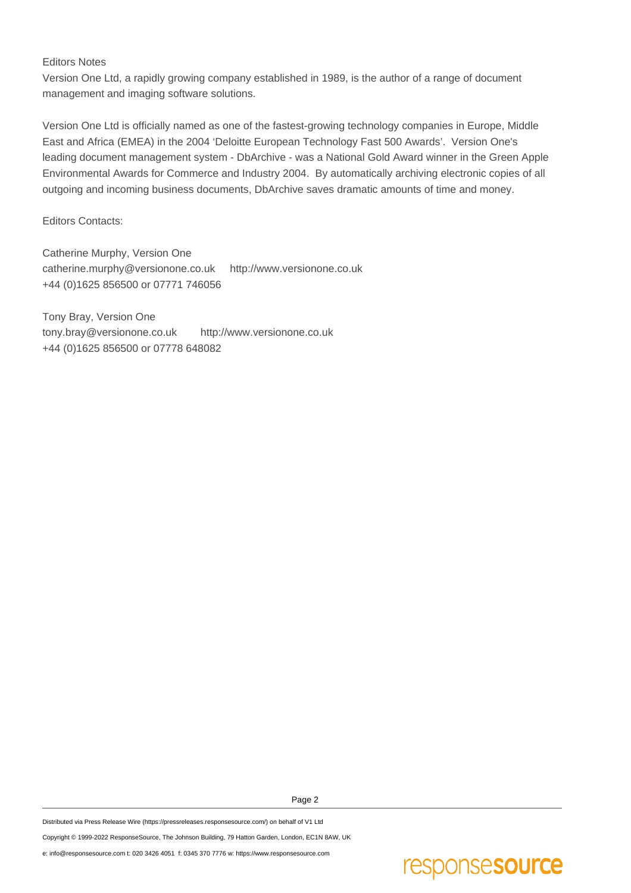Editors Notes

Version One Ltd, a rapidly growing company established in 1989, is the author of a range of document management and imaging software solutions.

Version One Ltd is officially named as one of the fastest-growing technology companies in Europe, Middle East and Africa (EMEA) in the 2004 'Deloitte European Technology Fast 500 Awards'. Version One's leading document management system - DbArchive - was a National Gold Award winner in the Green Apple Environmental Awards for Commerce and Industry 2004. By automatically archiving electronic copies of all outgoing and incoming business documents, DbArchive saves dramatic amounts of time and money.

Editors Contacts:

Catherine Murphy, Version One
catherine.murphy@versionone.co.uk http://www.versionone.co.uk
+44 (0)1625 856500 or 07771 746056

Tony Bray, Version One
tony.bray@versionone.co.uk http://www.versionone.co.uk
+44 (0)1625 856500 or 07778 648082

Distributed via Press Release Wire (https://pressreleases.responsesource.com/) on behalf of V1 Ltd

Copyright © 1999-2022 ResponseSource, The Johnson Building, 79 Hatton Garden, London, EC1N 8AW, UK

e: info@responsesource.com t: 020 3426 4051 f: 0345 370 7776 w: https://www.responsesource.com